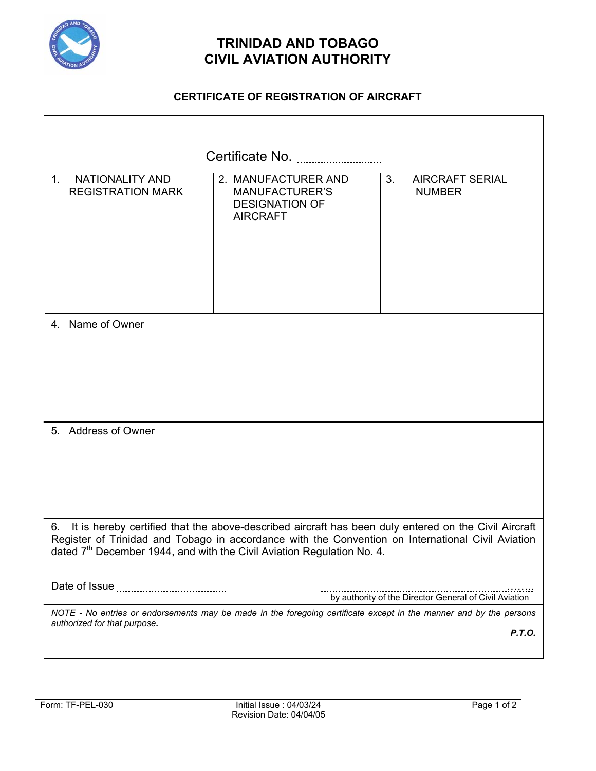# TRINIDAD AND TOBAGO
# CIVIL AVIATION AUTHORITY

## CERTIFICATE OF REGISTRATION OF AIRCRAFT

Certificate No. ..............................

| 1. NATIONALITY AND REGISTRATION MARK | 2. MANUFACTURER AND MANUFACTURER'S DESIGNATION OF AIRCRAFT | 3. AIRCRAFT SERIAL NUMBER |
|---|---|---|
| | | |

4. Name of Owner

5. Address of Owner

6. It is hereby certified that the above-described aircraft has been duly entered on the Civil Aircraft Register of Trinidad and Tobago in accordance with the Convention on International Civil Aviation dated 7th December 1944, and with the Civil Aviation Regulation No. 4.

Date of Issue ........................................

..........................................................................
by authority of the Director General of Civil Aviation

*NOTE - No entries or endorsements may be made in the foregoing certificate except in the manner and by the persons authorized for that purpose.*

***P.T.O.***

Form: TF-PEL-030 — Initial Issue : 04/03/24 — Revision Date: 04/04/05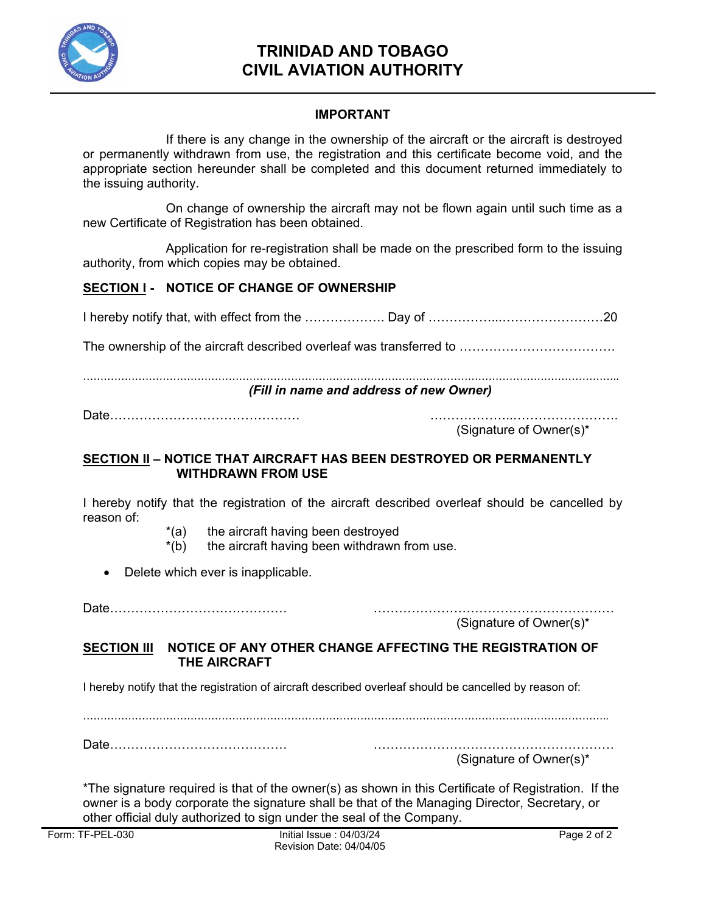# TRINIDAD AND TOBAGO CIVIL AVIATION AUTHORITY

## IMPORTANT

If there is any change in the ownership of the aircraft or the aircraft is destroyed or permanently withdrawn from use, the registration and this certificate become void, and the appropriate section hereunder shall be completed and this document returned immediately to the issuing authority.

On change of ownership the aircraft may not be flown again until such time as a new Certificate of Registration has been obtained.

Application for re-registration shall be made on the prescribed form to the issuing authority, from which copies may be obtained.

### SECTION I - NOTICE OF CHANGE OF OWNERSHIP

I hereby notify that, with effect from the ………………. Day of ……………..……………………20

The ownership of the aircraft described overleaf was transferred to ……………………………….

…………………………………………………………………………………………………………………

*(Fill in name and address of new Owner)*

Date………………………………………  ………………..…………………….
(Signature of Owner(s)*

### SECTION II – NOTICE THAT AIRCRAFT HAS BEEN DESTROYED OR PERMANENTLY WITHDRAWN FROM USE

I hereby notify that the registration of the aircraft described overleaf should be cancelled by reason of:

*(a) the aircraft having been destroyed
*(b) the aircraft having been withdrawn from use.

- Delete which ever is inapplicable.

Date……………………………………  …………………………………………………
(Signature of Owner(s)*

### SECTION III NOTICE OF ANY OTHER CHANGE AFFECTING THE REGISTRATION OF THE AIRCRAFT

I hereby notify that the registration of aircraft described overleaf should be cancelled by reason of:

…………………………………………………………………………………………………………………

Date……………………………………  …………………………………………………
(Signature of Owner(s)*

*The signature required is that of the owner(s) as shown in this Certificate of Registration. If the owner is a body corporate the signature shall be that of the Managing Director, Secretary, or other official duly authorized to sign under the seal of the Company.

Form: TF-PEL-030  Initial Issue : 04/03/24  Revision Date: 04/04/05